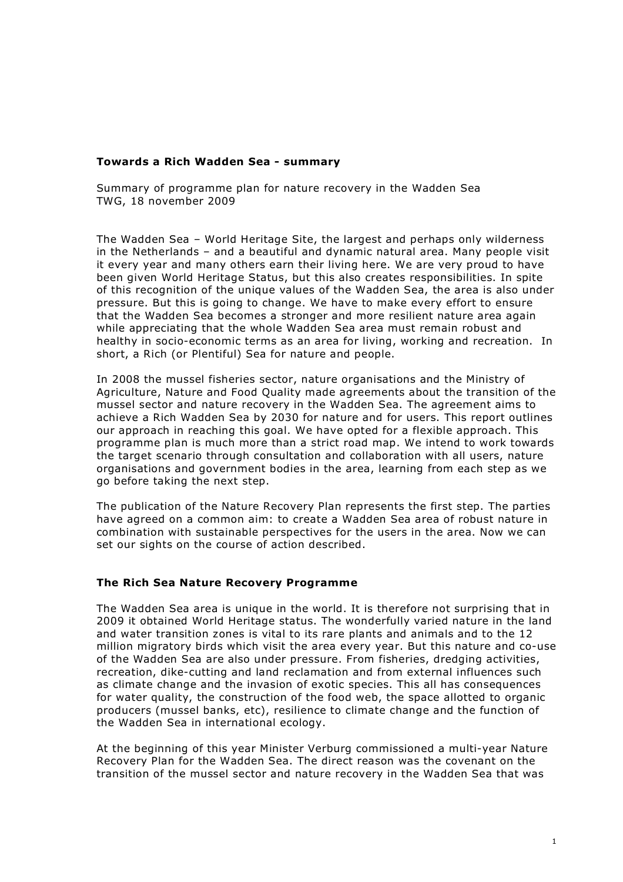**Towards a Rich Wadden Sea - summary**

Summary of programme plan for nature recovery in the Wadden Sea
TWG, 18 november 2009

The Wadden Sea – World Heritage Site, the largest and perhaps only wilderness in the Netherlands – and a beautiful and dynamic natural area. Many people visit it every year and many others earn their living here. We are very proud to have been given World Heritage Status, but this also creates responsibilities. In spite of this recognition of the unique values of the Wadden Sea, the area is also under pressure. But this is going to change. We have to make every effort to ensure that the Wadden Sea becomes a stronger and more resilient nature area again while appreciating that the whole Wadden Sea area must remain robust and healthy in socio-economic terms as an area for living, working and recreation. In short, a Rich (or Plentiful) Sea for nature and people.

In 2008 the mussel fisheries sector, nature organisations and the Ministry of Agriculture, Nature and Food Quality made agreements about the transition of the mussel sector and nature recovery in the Wadden Sea. The agreement aims to achieve a Rich Wadden Sea by 2030 for nature and for users. This report outlines our approach in reaching this goal. We have opted for a flexible approach. This programme plan is much more than a strict road map. We intend to work towards the target scenario through consultation and collaboration with all users, nature organisations and government bodies in the area, learning from each step as we go before taking the next step.

The publication of the Nature Recovery Plan represents the first step. The parties have agreed on a common aim: to create a Wadden Sea area of robust nature in combination with sustainable perspectives for the users in the area. Now we can set our sights on the course of action described.

**The Rich Sea Nature Recovery Programme**

The Wadden Sea area is unique in the world. It is therefore not surprising that in 2009 it obtained World Heritage status. The wonderfully varied nature in the land and water transition zones is vital to its rare plants and animals and to the 12 million migratory birds which visit the area every year. But this nature and co-use of the Wadden Sea are also under pressure. From fisheries, dredging activities, recreation, dike-cutting and land reclamation and from external influences such as climate change and the invasion of exotic species. This all has consequences for water quality, the construction of the food web, the space allotted to organic producers (mussel banks, etc), resilience to climate change and the function of the Wadden Sea in international ecology.

At the beginning of this year Minister Verburg commissioned a multi-year Nature Recovery Plan for the Wadden Sea. The direct reason was the covenant on the transition of the mussel sector and nature recovery in the Wadden Sea that was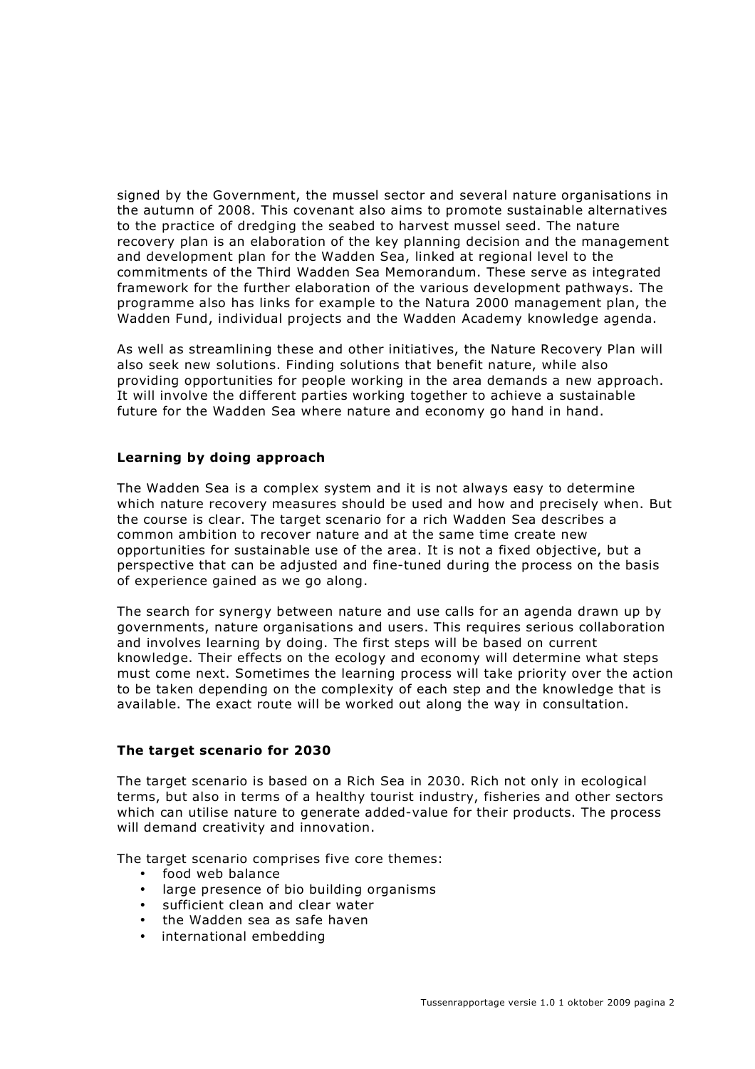signed by the Government, the mussel sector and several nature organisations in the autumn of 2008. This covenant also aims to promote sustainable alternatives to the practice of dredging the seabed to harvest mussel seed. The nature recovery plan is an elaboration of the key planning decision and the management and development plan for the Wadden Sea, linked at regional level to the commitments of the Third Wadden Sea Memorandum. These serve as integrated framework for the further elaboration of the various development pathways. The programme also has links for example to the Natura 2000 management plan, the Wadden Fund, individual projects and the Wadden Academy knowledge agenda.

As well as streamlining these and other initiatives, the Nature Recovery Plan will also seek new solutions. Finding solutions that benefit nature, while also providing opportunities for people working in the area demands a new approach. It will involve the different parties working together to achieve a sustainable future for the Wadden Sea where nature and economy go hand in hand.

**Learning by doing approach**

The Wadden Sea is a complex system and it is not always easy to determine which nature recovery measures should be used and how and precisely when. But the course is clear. The target scenario for a rich Wadden Sea describes a common ambition to recover nature and at the same time create new opportunities for sustainable use of the area. It is not a fixed objective, but a perspective that can be adjusted and fine-tuned during the process on the basis of experience gained as we go along.

The search for synergy between nature and use calls for an agenda drawn up by governments, nature organisations and users. This requires serious collaboration and involves learning by doing. The first steps will be based on current knowledge. Their effects on the ecology and economy will determine what steps must come next. Sometimes the learning process will take priority over the action to be taken depending on the complexity of each step and the knowledge that is available. The exact route will be worked out along the way in consultation.

**The target scenario for 2030**

The target scenario is based on a Rich Sea in 2030. Rich not only in ecological terms, but also in terms of a healthy tourist industry, fisheries and other sectors which can utilise nature to generate added-value for their products. The process will demand creativity and innovation.

The target scenario comprises five core themes:

- food web balance
- large presence of bio building organisms
- sufficient clean and clear water
- the Wadden sea as safe haven
- international embedding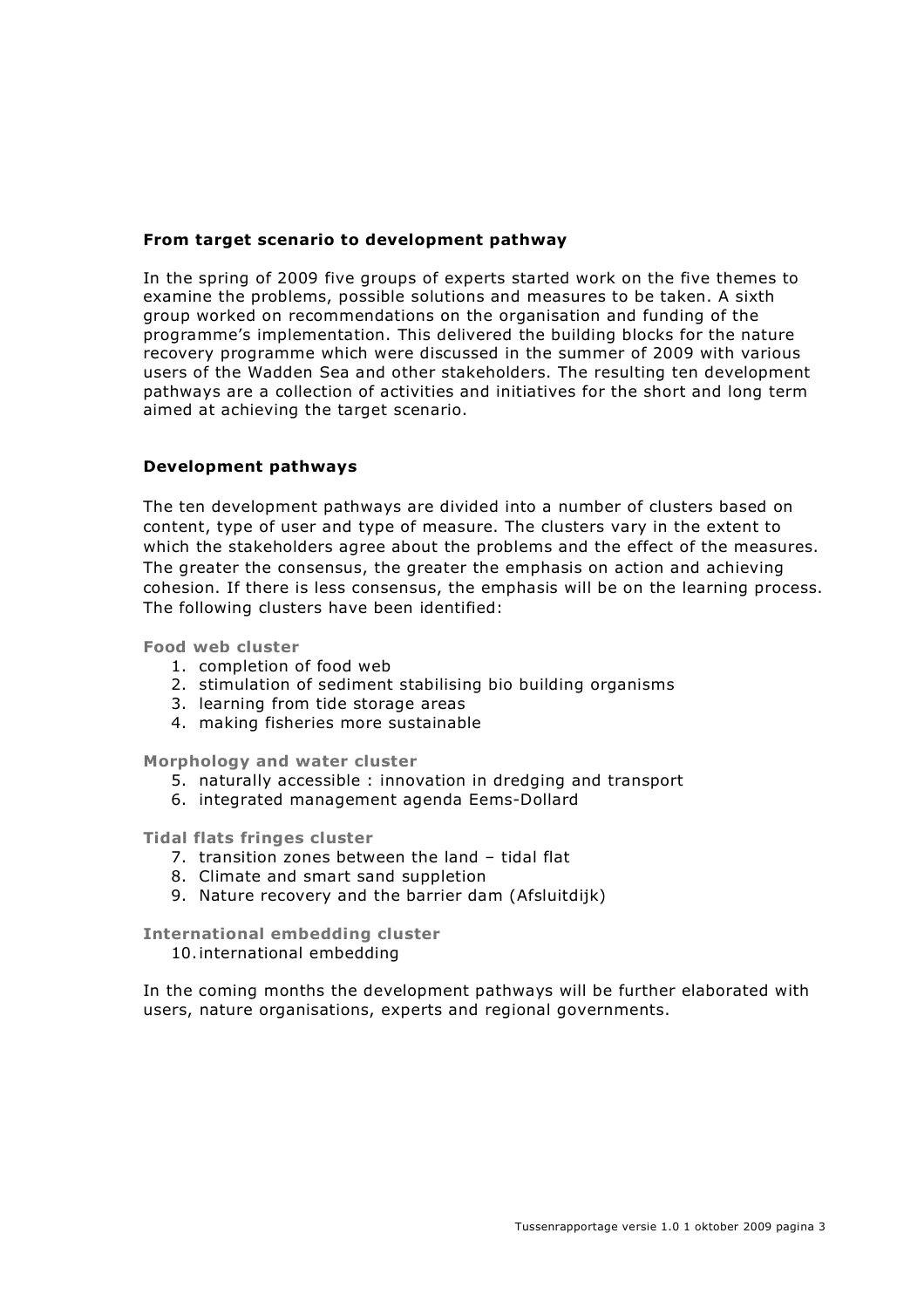### From target scenario to development pathway

In the spring of 2009 five groups of experts started work on the five themes to examine the problems, possible solutions and measures to be taken. A sixth group worked on recommendations on the organisation and funding of the programme's implementation. This delivered the building blocks for the nature recovery programme which were discussed in the summer of 2009 with various users of the Wadden Sea and other stakeholders. The resulting ten development pathways are a collection of activities and initiatives for the short and long term aimed at achieving the target scenario.

### Development pathways

The ten development pathways are divided into a number of clusters based on content, type of user and type of measure. The clusters vary in the extent to which the stakeholders agree about the problems and the effect of the measures. The greater the consensus, the greater the emphasis on action and achieving cohesion. If there is less consensus, the emphasis will be on the learning process. The following clusters have been identified:

**Food web cluster**

1. completion of food web
2. stimulation of sediment stabilising bio building organisms
3. learning from tide storage areas
4. making fisheries more sustainable

**Morphology and water cluster**

5. naturally accessible : innovation in dredging and transport
6. integrated management agenda Eems-Dollard

**Tidal flats fringes cluster**

7. transition zones between the land – tidal flat
8. Climate and smart sand suppletion
9. Nature recovery and the barrier dam (Afsluitdijk)

**International embedding cluster**

10. international embedding

In the coming months the development pathways will be further elaborated with users, nature organisations, experts and regional governments.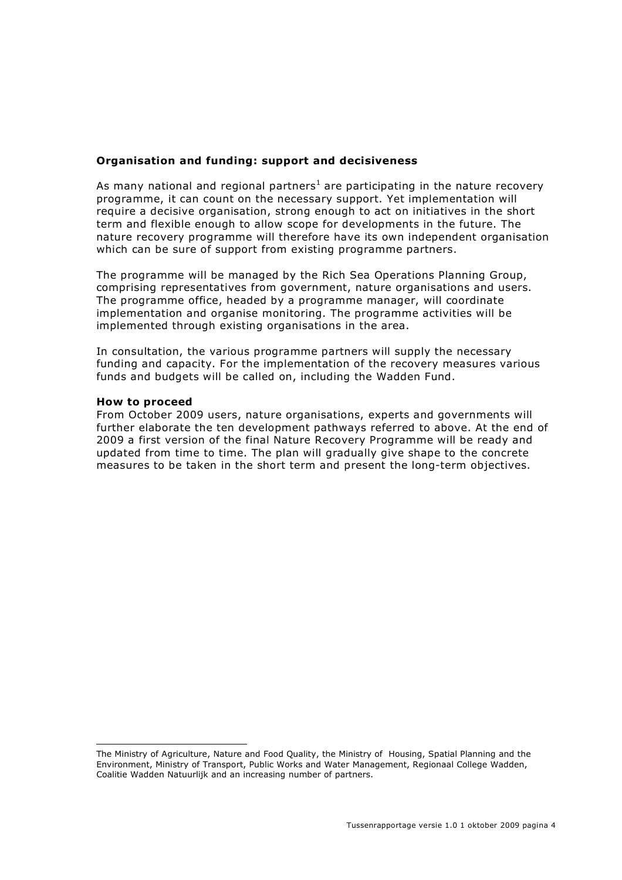**Organisation and funding: support and decisiveness**

As many national and regional partners[1] are participating in the nature recovery programme, it can count on the necessary support. Yet implementation will require a decisive organisation, strong enough to act on initiatives in the short term and flexible enough to allow scope for developments in the future. The nature recovery programme will therefore have its own independent organisation which can be sure of support from existing programme partners.

The programme will be managed by the Rich Sea Operations Planning Group, comprising representatives from government, nature organisations and users. The programme office, headed by a programme manager, will coordinate implementation and organise monitoring. The programme activities will be implemented through existing organisations in the area.

In consultation, the various programme partners will supply the necessary funding and capacity. For the implementation of the recovery measures various funds and budgets will be called on, including the Wadden Fund.

**How to proceed**

From October 2009 users, nature organisations, experts and governments will further elaborate the ten development pathways referred to above. At the end of 2009 a first version of the final Nature Recovery Programme will be ready and updated from time to time. The plan will gradually give shape to the concrete measures to be taken in the short term and present the long-term objectives.

---

The Ministry of Agriculture, Nature and Food Quality, the Ministry of Housing, Spatial Planning and the Environment, Ministry of Transport, Public Works and Water Management, Regionaal College Wadden, Coalitie Wadden Natuurlijk and an increasing number of partners.